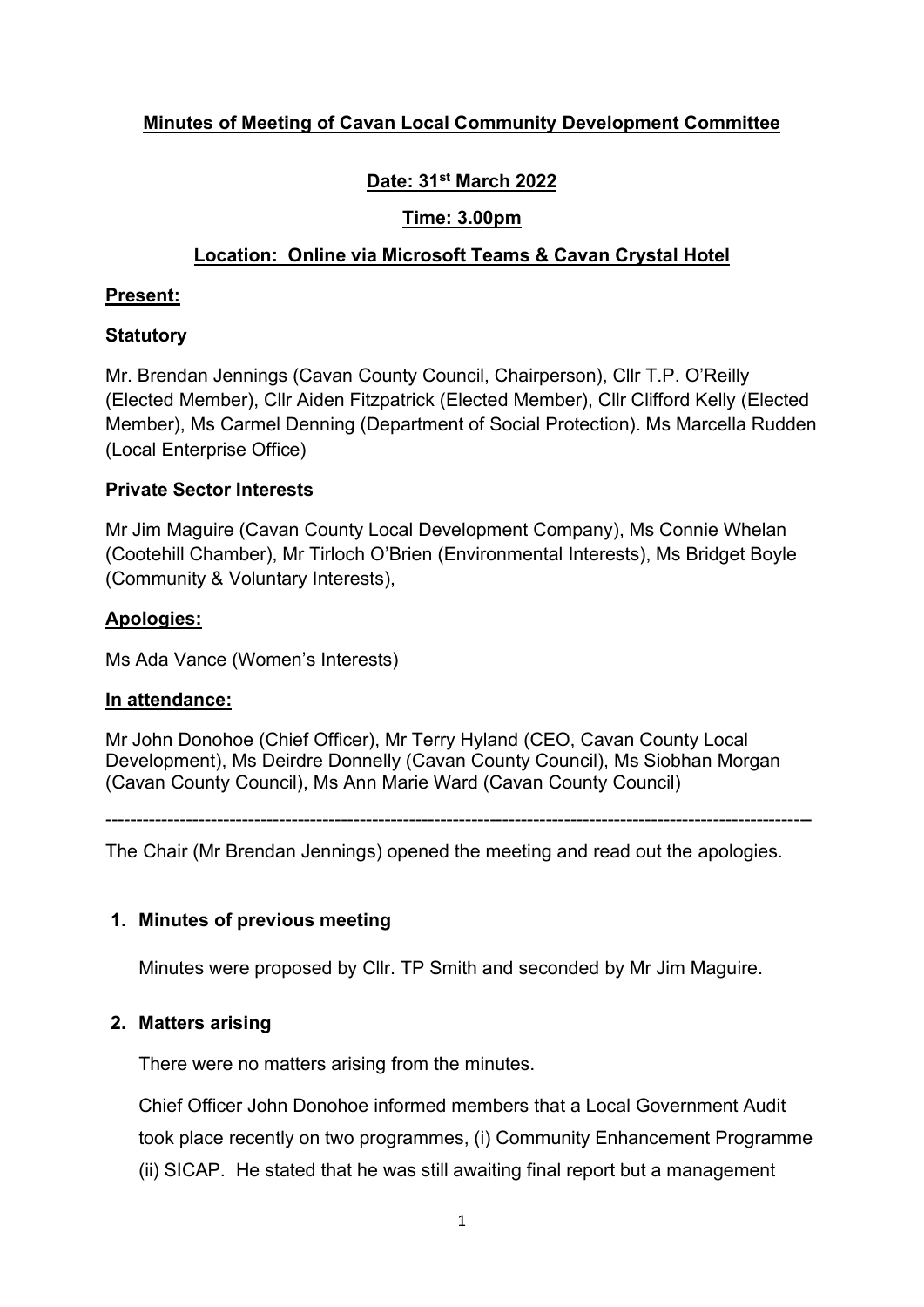**Minutes of Meeting of Cavan Local Community Development Committee**

**Date: 31st March 2022**

**Time: 3.00pm**

**Location: Online via Microsoft Teams & Cavan Crystal Hotel**

**Present:**

**Statutory**

Mr. Brendan Jennings (Cavan County Council, Chairperson), Cllr T.P. O'Reilly (Elected Member), Cllr Aiden Fitzpatrick (Elected Member), Cllr Clifford Kelly (Elected Member), Ms Carmel Denning (Department of Social Protection). Ms Marcella Rudden (Local Enterprise Office)

**Private Sector Interests**

Mr Jim Maguire (Cavan County Local Development Company), Ms Connie Whelan (Cootehill Chamber), Mr Tirloch O'Brien (Environmental Interests), Ms Bridget Boyle (Community & Voluntary Interests),

**Apologies:**

Ms Ada Vance (Women's Interests)

**In attendance:**

Mr John Donohoe (Chief Officer), Mr Terry Hyland (CEO, Cavan County Local Development), Ms Deirdre Donnelly (Cavan County Council), Ms Siobhan Morgan (Cavan County Council), Ms Ann Marie Ward (Cavan County Council)

---

The Chair (Mr Brendan Jennings) opened the meeting and read out the apologies.

1. **Minutes of previous meeting**

   Minutes were proposed by Cllr. TP Smith and seconded by Mr Jim Maguire.

2. **Matters arising**

   There were no matters arising from the minutes.

   Chief Officer John Donohoe informed members that a Local Government Audit took place recently on two programmes, (i) Community Enhancement Programme (ii) SICAP. He stated that he was still awaiting final report but a management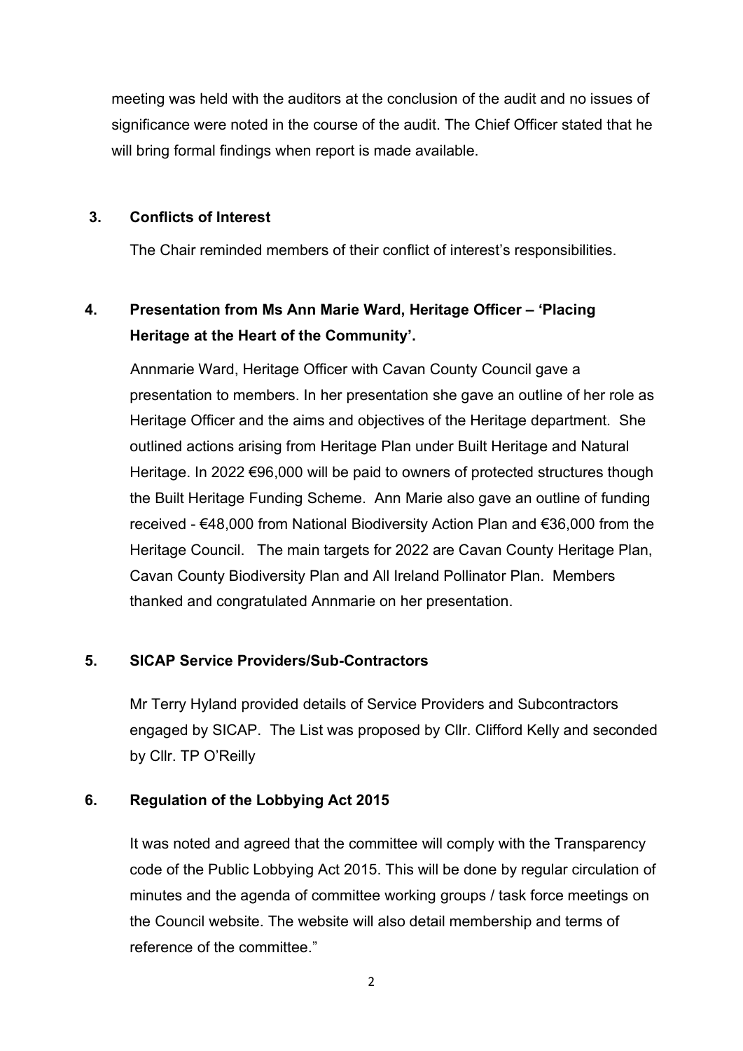meeting was held with the auditors at the conclusion of the audit and no issues of significance were noted in the course of the audit. The Chief Officer stated that he will bring formal findings when report is made available.

## 3. Conflicts of Interest

The Chair reminded members of their conflict of interest's responsibilities.

## 4. Presentation from Ms Ann Marie Ward, Heritage Officer – 'Placing Heritage at the Heart of the Community'.

Annmarie Ward, Heritage Officer with Cavan County Council gave a presentation to members. In her presentation she gave an outline of her role as Heritage Officer and the aims and objectives of the Heritage department. She outlined actions arising from Heritage Plan under Built Heritage and Natural Heritage. In 2022 €96,000 will be paid to owners of protected structures though the Built Heritage Funding Scheme. Ann Marie also gave an outline of funding received - €48,000 from National Biodiversity Action Plan and €36,000 from the Heritage Council. The main targets for 2022 are Cavan County Heritage Plan, Cavan County Biodiversity Plan and All Ireland Pollinator Plan. Members thanked and congratulated Annmarie on her presentation.

## 5. SICAP Service Providers/Sub-Contractors

Mr Terry Hyland provided details of Service Providers and Subcontractors engaged by SICAP. The List was proposed by Cllr. Clifford Kelly and seconded by Cllr. TP O'Reilly

## 6. Regulation of the Lobbying Act 2015

It was noted and agreed that the committee will comply with the Transparency code of the Public Lobbying Act 2015. This will be done by regular circulation of minutes and the agenda of committee working groups / task force meetings on the Council website. The website will also detail membership and terms of reference of the committee."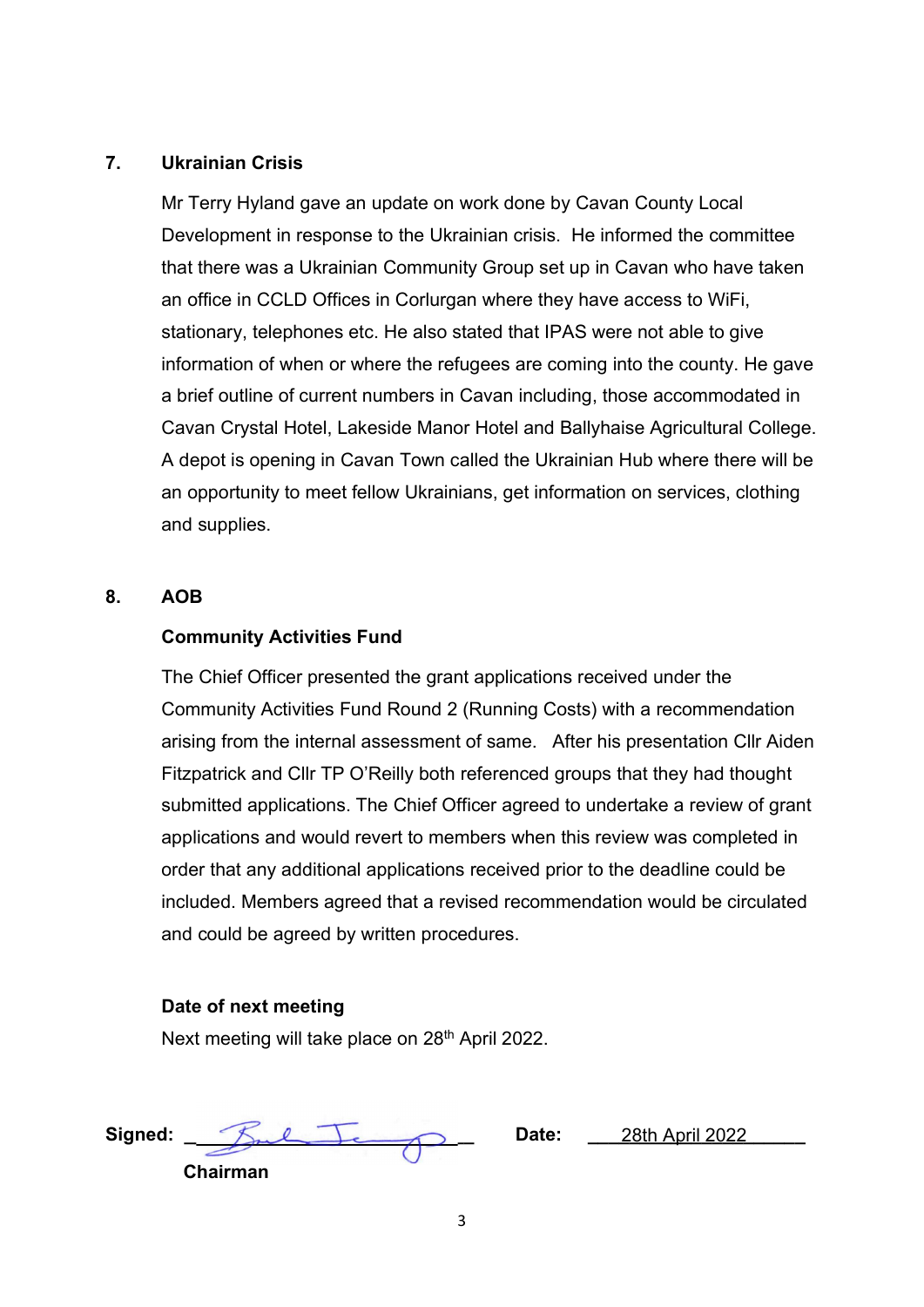## 7. Ukrainian Crisis

Mr Terry Hyland gave an update on work done by Cavan County Local Development in response to the Ukrainian crisis. He informed the committee that there was a Ukrainian Community Group set up in Cavan who have taken an office in CCLD Offices in Corlurgan where they have access to WiFi, stationary, telephones etc. He also stated that IPAS were not able to give information of when or where the refugees are coming into the county. He gave a brief outline of current numbers in Cavan including, those accommodated in Cavan Crystal Hotel, Lakeside Manor Hotel and Ballyhaise Agricultural College. A depot is opening in Cavan Town called the Ukrainian Hub where there will be an opportunity to meet fellow Ukrainians, get information on services, clothing and supplies.

## 8. AOB

**Community Activities Fund**

The Chief Officer presented the grant applications received under the Community Activities Fund Round 2 (Running Costs) with a recommendation arising from the internal assessment of same. After his presentation Cllr Aiden Fitzpatrick and Cllr TP O'Reilly both referenced groups that they had thought submitted applications. The Chief Officer agreed to undertake a review of grant applications and would revert to members when this review was completed in order that any additional applications received prior to the deadline could be included. Members agreed that a revised recommendation would be circulated and could be agreed by written procedures.

**Date of next meeting**

Next meeting will take place on 28th April 2022.

**Signed:** ______________________ **Date:** 28th April 2022

**Chairman**